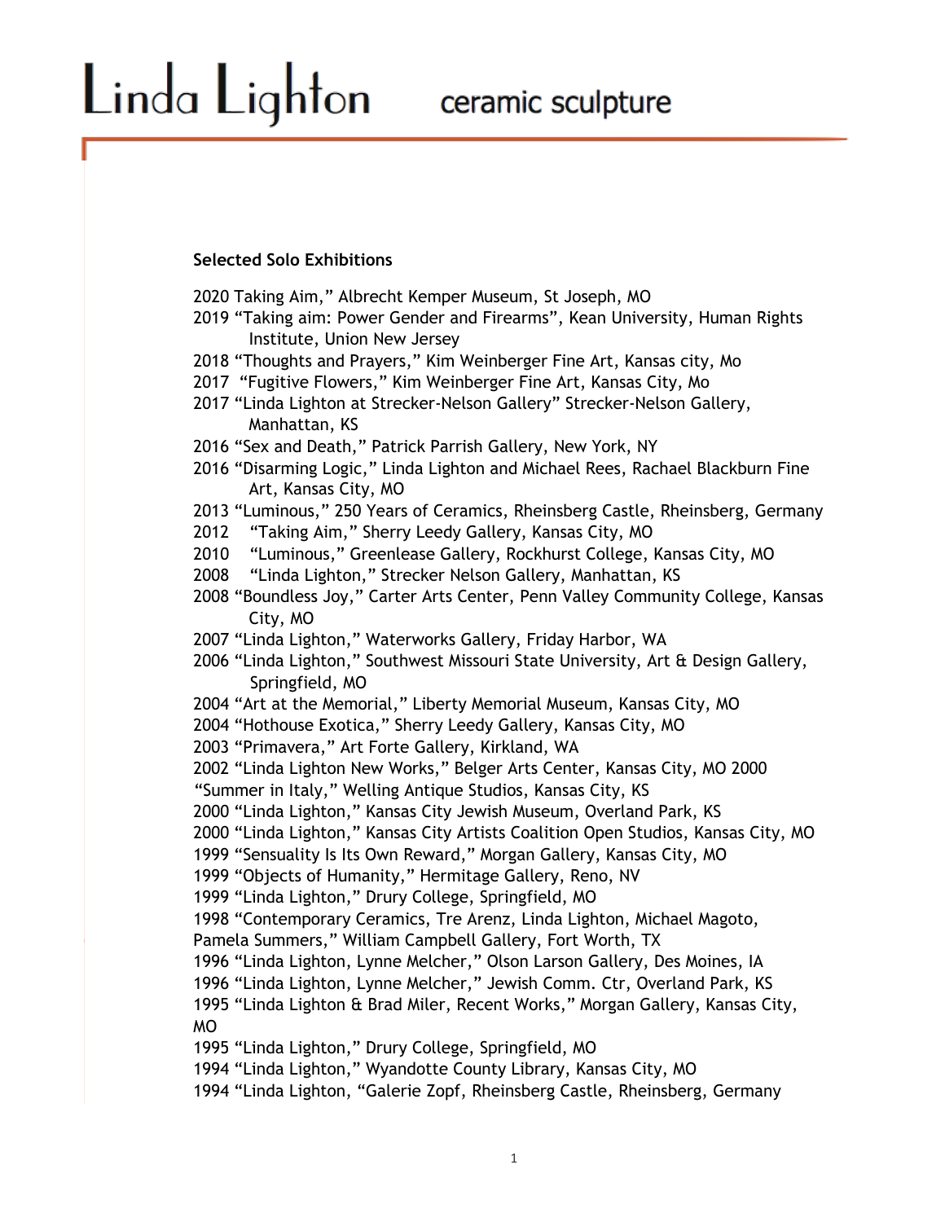# Linda Lighton ceramic sculpture

**Selected Solo Exhibitions**

2020 Taking Aim," Albrecht Kemper Museum, St Joseph, MO
2019 "Taking aim: Power Gender and Firearms", Kean University, Human Rights Institute, Union New Jersey
2018 "Thoughts and Prayers," Kim Weinberger Fine Art, Kansas city, Mo
2017 "Fugitive Flowers," Kim Weinberger Fine Art, Kansas City, Mo
2017 "Linda Lighton at Strecker-Nelson Gallery" Strecker-Nelson Gallery, Manhattan, KS
2016 "Sex and Death," Patrick Parrish Gallery, New York, NY
2016 "Disarming Logic," Linda Lighton and Michael Rees, Rachael Blackburn Fine Art, Kansas City, MO
2013 "Luminous," 250 Years of Ceramics, Rheinsberg Castle, Rheinsberg, Germany
2012 "Taking Aim," Sherry Leedy Gallery, Kansas City, MO
2010 "Luminous," Greenlease Gallery, Rockhurst College, Kansas City, MO
2008 "Linda Lighton," Strecker Nelson Gallery, Manhattan, KS
2008 "Boundless Joy," Carter Arts Center, Penn Valley Community College, Kansas City, MO
2007 "Linda Lighton," Waterworks Gallery, Friday Harbor, WA
2006 "Linda Lighton," Southwest Missouri State University, Art & Design Gallery, Springfield, MO
2004 "Art at the Memorial," Liberty Memorial Museum, Kansas City, MO
2004 "Hothouse Exotica," Sherry Leedy Gallery, Kansas City, MO
2003 "Primavera," Art Forte Gallery, Kirkland, WA
2002 "Linda Lighton New Works," Belger Arts Center, Kansas City, MO 2000 "Summer in Italy," Welling Antique Studios, Kansas City, KS
2000 "Linda Lighton," Kansas City Jewish Museum, Overland Park, KS
2000 "Linda Lighton," Kansas City Artists Coalition Open Studios, Kansas City, MO
1999 "Sensuality Is Its Own Reward," Morgan Gallery, Kansas City, MO
1999 "Objects of Humanity," Hermitage Gallery, Reno, NV
1999 "Linda Lighton," Drury College, Springfield, MO
1998 "Contemporary Ceramics, Tre Arenz, Linda Lighton, Michael Magoto, Pamela Summers," William Campbell Gallery, Fort Worth, TX
1996 "Linda Lighton, Lynne Melcher," Olson Larson Gallery, Des Moines, IA
1996 "Linda Lighton, Lynne Melcher," Jewish Comm. Ctr, Overland Park, KS
1995 "Linda Lighton & Brad Miler, Recent Works," Morgan Gallery, Kansas City, MO
1995 "Linda Lighton," Drury College, Springfield, MO
1994 "Linda Lighton," Wyandotte County Library, Kansas City, MO
1994 "Linda Lighton, "Galerie Zopf, Rheinsberg Castle, Rheinsberg, Germany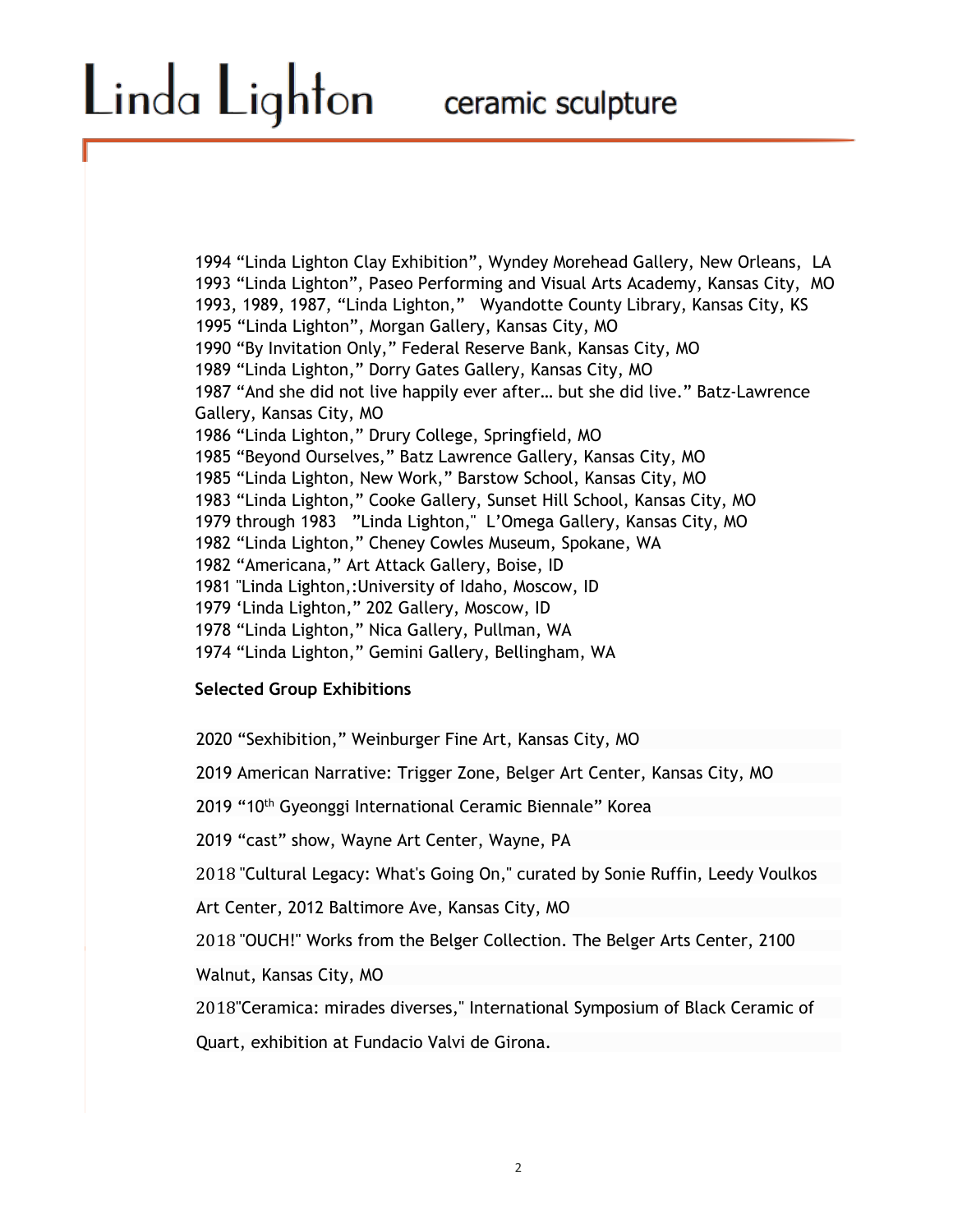1994 “Linda Lighton Clay Exhibition”, Wyndey Morehead Gallery, New Orleans, LA
1993 “Linda Lighton”, Paseo Performing and Visual Arts Academy, Kansas City, MO
1993, 1989, 1987, “Linda Lighton,” Wyandotte County Library, Kansas City, KS
1995 “Linda Lighton”, Morgan Gallery, Kansas City, MO
1990 “By Invitation Only,” Federal Reserve Bank, Kansas City, MO
1989 “Linda Lighton,” Dorry Gates Gallery, Kansas City, MO
1987 “And she did not live happily ever after… but she did live.” Batz-Lawrence Gallery, Kansas City, MO
1986 “Linda Lighton,” Drury College, Springfield, MO
1985 “Beyond Ourselves,” Batz Lawrence Gallery, Kansas City, MO
1985 “Linda Lighton, New Work,” Barstow School, Kansas City, MO
1983 “Linda Lighton,” Cooke Gallery, Sunset Hill School, Kansas City, MO
1979 through 1983 ”Linda Lighton," L’Omega Gallery, Kansas City, MO
1982 “Linda Lighton,” Cheney Cowles Museum, Spokane, WA
1982 “Americana,” Art Attack Gallery, Boise, ID
1981 "Linda Lighton,:University of Idaho, Moscow, ID
1979 ‘Linda Lighton,” 202 Gallery, Moscow, ID
1978 “Linda Lighton,” Nica Gallery, Pullman, WA
1974 “Linda Lighton,” Gemini Gallery, Bellingham, WA

**Selected Group Exhibitions**

2020 “Sexhibition,” Weinburger Fine Art, Kansas City, MO

2019 American Narrative: Trigger Zone, Belger Art Center, Kansas City, MO

2019 “10th Gyeonggi International Ceramic Biennale” Korea

2019 “cast” show, Wayne Art Center, Wayne, PA

2018 "Cultural Legacy: What's Going On," curated by Sonie Ruffin, Leedy Voulkos Art Center, 2012 Baltimore Ave, Kansas City, MO

2018 "OUCH!" Works from the Belger Collection. The Belger Arts Center, 2100 Walnut, Kansas City, MO

2018"Ceramica: mirades diverses," International Symposium of Black Ceramic of Quart, exhibition at Fundacio Valvi de Girona.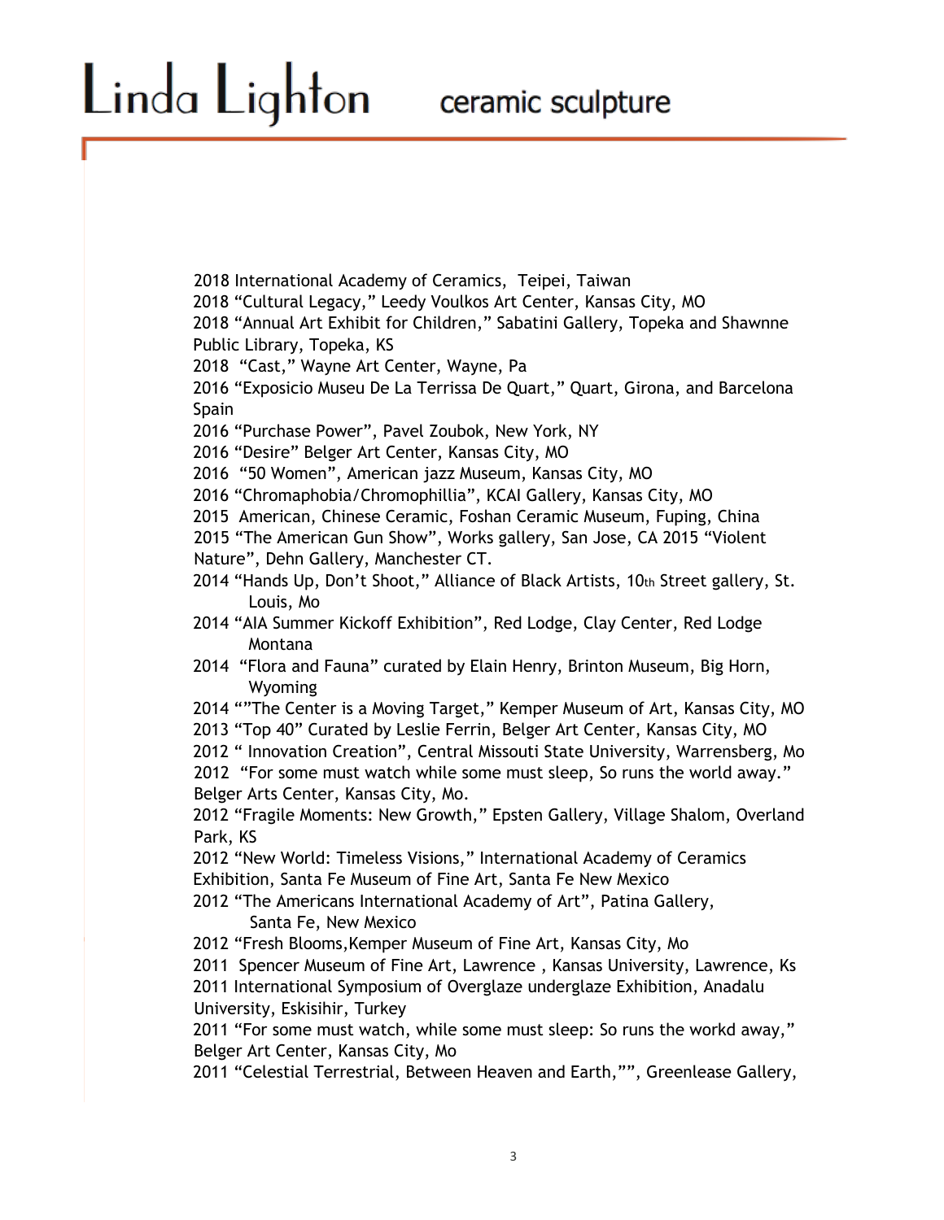2018 International Academy of Ceramics, Teipei, Taiwan
2018 “Cultural Legacy,” Leedy Voulkos Art Center, Kansas City, MO
2018 “Annual Art Exhibit for Children,” Sabatini Gallery, Topeka and Shawnne Public Library, Topeka, KS
2018 “Cast,” Wayne Art Center, Wayne, Pa
2016 “Exposicio Museu De La Terrissa De Quart,” Quart, Girona, and Barcelona Spain
2016 “Purchase Power”, Pavel Zoubok, New York, NY
2016 “Desire” Belger Art Center, Kansas City, MO
2016 “50 Women”, American jazz Museum, Kansas City, MO
2016 “Chromaphobia/Chromophillia”, KCAI Gallery, Kansas City, MO
2015 American, Chinese Ceramic, Foshan Ceramic Museum, Fuping, China
2015 “The American Gun Show”, Works gallery, San Jose, CA 2015 “Violent Nature”, Dehn Gallery, Manchester CT.
2014 “Hands Up, Don’t Shoot,” Alliance of Black Artists, 10th Street gallery, St. Louis, Mo
2014 “AIA Summer Kickoff Exhibition”, Red Lodge, Clay Center, Red Lodge Montana
2014 “Flora and Fauna” curated by Elain Henry, Brinton Museum, Big Horn, Wyoming
2014 “”The Center is a Moving Target,” Kemper Museum of Art, Kansas City, MO
2013 “Top 40” Curated by Leslie Ferrin, Belger Art Center, Kansas City, MO
2012 “ Innovation Creation”, Central Missouti State University, Warrensberg, Mo
2012 “For some must watch while some must sleep, So runs the world away.” Belger Arts Center, Kansas City, Mo.
2012 “Fragile Moments: New Growth,” Epsten Gallery, Village Shalom, Overland Park, KS
2012 “New World: Timeless Visions,” International Academy of Ceramics Exhibition, Santa Fe Museum of Fine Art, Santa Fe New Mexico
2012 “The Americans International Academy of Art”, Patina Gallery, Santa Fe, New Mexico
2012 “Fresh Blooms,Kemper Museum of Fine Art, Kansas City, Mo
2011 Spencer Museum of Fine Art, Lawrence , Kansas University, Lawrence, Ks
2011 International Symposium of Overglaze underglaze Exhibition, Anadalu University, Eskisihir, Turkey
2011 “For some must watch, while some must sleep: So runs the workd away,” Belger Art Center, Kansas City, Mo
2011 “Celestial Terrestrial, Between Heaven and Earth,””, Greenlease Gallery,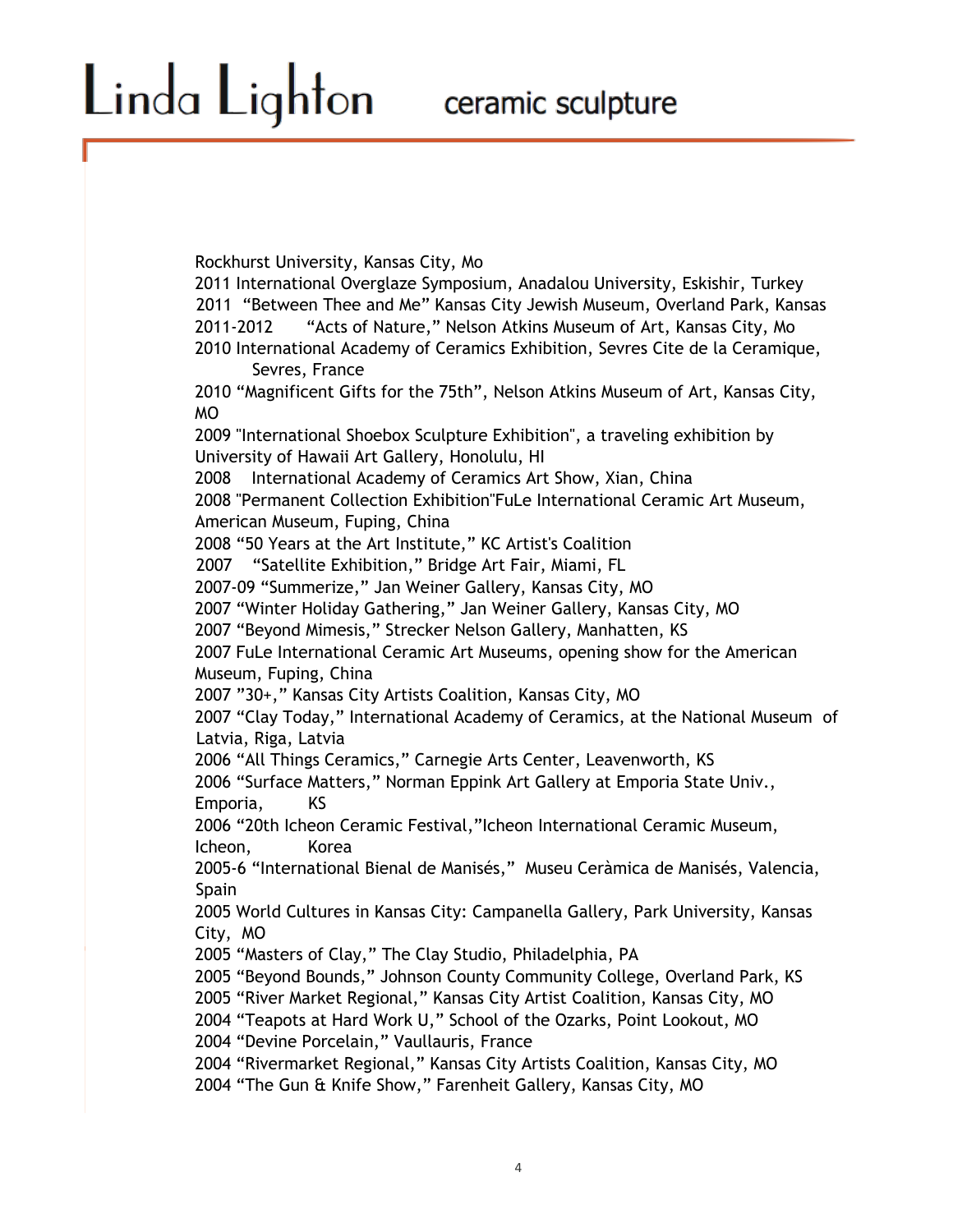Rockhurst University, Kansas City, Mo

2011 International Overglaze Symposium, Anadalou University, Eskishir, Turkey

2011 "Between Thee and Me" Kansas City Jewish Museum, Overland Park, Kansas

2011-2012 "Acts of Nature," Nelson Atkins Museum of Art, Kansas City, Mo

2010 International Academy of Ceramics Exhibition, Sevres Cite de la Ceramique, Sevres, France

2010 "Magnificent Gifts for the 75th", Nelson Atkins Museum of Art, Kansas City, MO

2009 "International Shoebox Sculpture Exhibition", a traveling exhibition by University of Hawaii Art Gallery, Honolulu, HI

2008 International Academy of Ceramics Art Show, Xian, China

2008 "Permanent Collection Exhibition"FuLe International Ceramic Art Museum, American Museum, Fuping, China

2008 "50 Years at the Art Institute," KC Artist's Coalition

2007 "Satellite Exhibition," Bridge Art Fair, Miami, FL

2007-09 "Summerize," Jan Weiner Gallery, Kansas City, MO

2007 "Winter Holiday Gathering," Jan Weiner Gallery, Kansas City, MO

2007 "Beyond Mimesis," Strecker Nelson Gallery, Manhatten, KS

2007 FuLe International Ceramic Art Museums, opening show for the American Museum, Fuping, China

2007 "30+," Kansas City Artists Coalition, Kansas City, MO

2007 "Clay Today," International Academy of Ceramics, at the National Museum of Latvia, Riga, Latvia

2006 "All Things Ceramics," Carnegie Arts Center, Leavenworth, KS

2006 "Surface Matters," Norman Eppink Art Gallery at Emporia State Univ., Emporia, KS

2006 "20th Icheon Ceramic Festival,"Icheon International Ceramic Museum, Icheon, Korea

2005-6 "International Bienal de Manisés," Museu Ceràmica de Manisés, Valencia, Spain

2005 World Cultures in Kansas City: Campanella Gallery, Park University, Kansas City, MO

2005 "Masters of Clay," The Clay Studio, Philadelphia, PA

2005 "Beyond Bounds," Johnson County Community College, Overland Park, KS

2005 "River Market Regional," Kansas City Artist Coalition, Kansas City, MO

2004 "Teapots at Hard Work U," School of the Ozarks, Point Lookout, MO

2004 "Devine Porcelain," Vaullauris, France

2004 "Rivermarket Regional," Kansas City Artists Coalition, Kansas City, MO

2004 "The Gun & Knife Show," Farenheit Gallery, Kansas City, MO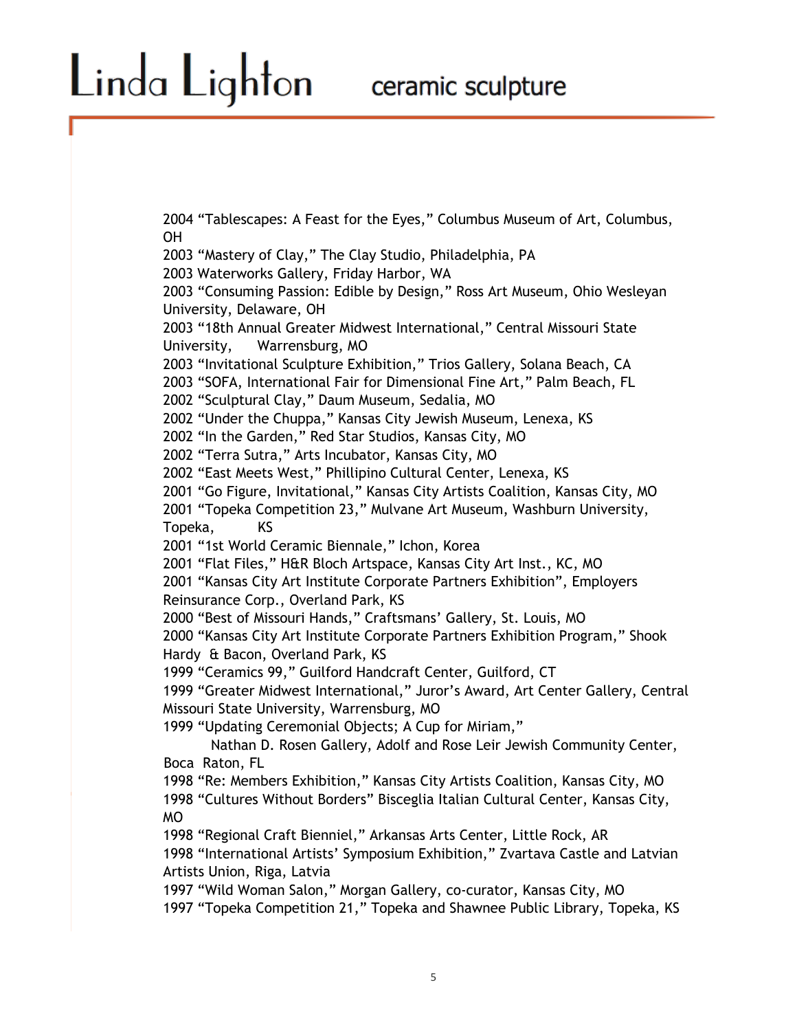2004 "Tablescapes: A Feast for the Eyes," Columbus Museum of Art, Columbus, OH
2003 "Mastery of Clay," The Clay Studio, Philadelphia, PA
2003 Waterworks Gallery, Friday Harbor, WA
2003 "Consuming Passion: Edible by Design," Ross Art Museum, Ohio Wesleyan University, Delaware, OH
2003 "18th Annual Greater Midwest International," Central Missouri State University, Warrensburg, MO
2003 "Invitational Sculpture Exhibition," Trios Gallery, Solana Beach, CA
2003 "SOFA, International Fair for Dimensional Fine Art," Palm Beach, FL
2002 "Sculptural Clay," Daum Museum, Sedalia, MO
2002 "Under the Chuppa," Kansas City Jewish Museum, Lenexa, KS
2002 "In the Garden," Red Star Studios, Kansas City, MO
2002 "Terra Sutra," Arts Incubator, Kansas City, MO
2002 "East Meets West," Phillipino Cultural Center, Lenexa, KS
2001 "Go Figure, Invitational," Kansas City Artists Coalition, Kansas City, MO
2001 "Topeka Competition 23," Mulvane Art Museum, Washburn University, Topeka, KS
2001 "1st World Ceramic Biennale," Ichon, Korea
2001 "Flat Files," H&R Bloch Artspace, Kansas City Art Inst., KC, MO
2001 "Kansas City Art Institute Corporate Partners Exhibition", Employers Reinsurance Corp., Overland Park, KS
2000 "Best of Missouri Hands," Craftsmans' Gallery, St. Louis, MO
2000 "Kansas City Art Institute Corporate Partners Exhibition Program," Shook Hardy & Bacon, Overland Park, KS
1999 "Ceramics 99," Guilford Handcraft Center, Guilford, CT
1999 "Greater Midwest International," Juror's Award, Art Center Gallery, Central Missouri State University, Warrensburg, MO
1999 "Updating Ceremonial Objects; A Cup for Miriam," Nathan D. Rosen Gallery, Adolf and Rose Leir Jewish Community Center, Boca Raton, FL
1998 "Re: Members Exhibition," Kansas City Artists Coalition, Kansas City, MO
1998 "Cultures Without Borders" Bisceglia Italian Cultural Center, Kansas City, MO
1998 "Regional Craft Bienniel," Arkansas Arts Center, Little Rock, AR
1998 "International Artists' Symposium Exhibition," Zvartava Castle and Latvian Artists Union, Riga, Latvia
1997 "Wild Woman Salon," Morgan Gallery, co-curator, Kansas City, MO
1997 "Topeka Competition 21," Topeka and Shawnee Public Library, Topeka, KS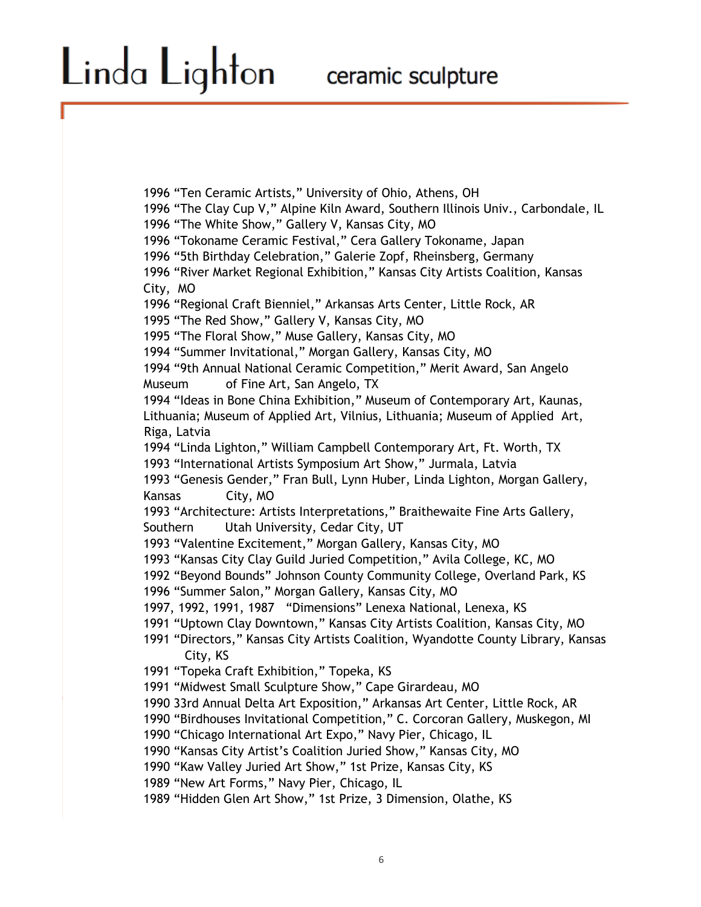1996 "Ten Ceramic Artists," University of Ohio, Athens, OH
1996 "The Clay Cup V," Alpine Kiln Award, Southern Illinois Univ., Carbondale, IL
1996 "The White Show," Gallery V, Kansas City, MO
1996 "Tokoname Ceramic Festival," Cera Gallery Tokoname, Japan
1996 "5th Birthday Celebration," Galerie Zopf, Rheinsberg, Germany
1996 "River Market Regional Exhibition," Kansas City Artists Coalition, Kansas City, MO
1996 "Regional Craft Bienniel," Arkansas Arts Center, Little Rock, AR
1995 "The Red Show," Gallery V, Kansas City, MO
1995 "The Floral Show," Muse Gallery, Kansas City, MO
1994 "Summer Invitational," Morgan Gallery, Kansas City, MO
1994 "9th Annual National Ceramic Competition," Merit Award, San Angelo Museum of Fine Art, San Angelo, TX
1994 "Ideas in Bone China Exhibition," Museum of Contemporary Art, Kaunas, Lithuania; Museum of Applied Art, Vilnius, Lithuania; Museum of Applied Art, Riga, Latvia
1994 "Linda Lighton," William Campbell Contemporary Art, Ft. Worth, TX
1993 "International Artists Symposium Art Show," Jurmala, Latvia
1993 "Genesis Gender," Fran Bull, Lynn Huber, Linda Lighton, Morgan Gallery, Kansas City, MO
1993 "Architecture: Artists Interpretations," Braithewaite Fine Arts Gallery, Southern Utah University, Cedar City, UT
1993 "Valentine Excitement," Morgan Gallery, Kansas City, MO
1993 "Kansas City Clay Guild Juried Competition," Avila College, KC, MO
1992 "Beyond Bounds" Johnson County Community College, Overland Park, KS
1996 "Summer Salon," Morgan Gallery, Kansas City, MO
1997, 1992, 1991, 1987 "Dimensions" Lenexa National, Lenexa, KS
1991 "Uptown Clay Downtown," Kansas City Artists Coalition, Kansas City, MO
1991 "Directors," Kansas City Artists Coalition, Wyandotte County Library, Kansas City, KS
1991 "Topeka Craft Exhibition," Topeka, KS
1991 "Midwest Small Sculpture Show," Cape Girardeau, MO
1990 33rd Annual Delta Art Exposition," Arkansas Art Center, Little Rock, AR
1990 "Birdhouses Invitational Competition," C. Corcoran Gallery, Muskegon, MI
1990 "Chicago International Art Expo," Navy Pier, Chicago, IL
1990 "Kansas City Artist's Coalition Juried Show," Kansas City, MO
1990 "Kaw Valley Juried Art Show," 1st Prize, Kansas City, KS
1989 "New Art Forms," Navy Pier, Chicago, IL
1989 "Hidden Glen Art Show," 1st Prize, 3 Dimension, Olathe, KS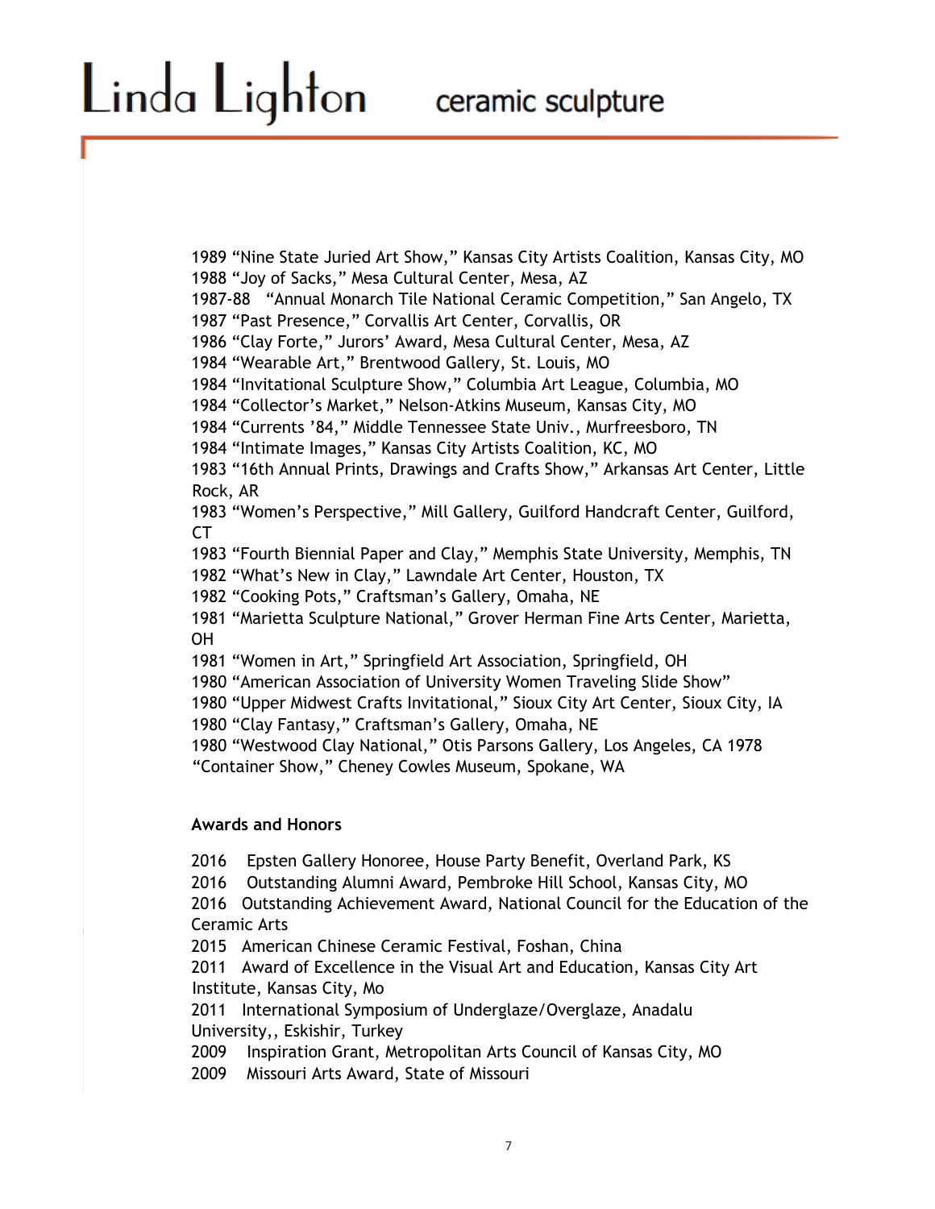1989 “Nine State Juried Art Show,” Kansas City Artists Coalition, Kansas City, MO
1988 “Joy of Sacks,” Mesa Cultural Center, Mesa, AZ
1987-88 “Annual Monarch Tile National Ceramic Competition,” San Angelo, TX
1987 “Past Presence,” Corvallis Art Center, Corvallis, OR
1986 “Clay Forte,” Jurors’ Award, Mesa Cultural Center, Mesa, AZ
1984 “Wearable Art,” Brentwood Gallery, St. Louis, MO
1984 “Invitational Sculpture Show,” Columbia Art League, Columbia, MO
1984 “Collector’s Market,” Nelson-Atkins Museum, Kansas City, MO
1984 “Currents ’84,” Middle Tennessee State Univ., Murfreesboro, TN
1984 “Intimate Images,” Kansas City Artists Coalition, KC, MO
1983 “16th Annual Prints, Drawings and Crafts Show,” Arkansas Art Center, Little Rock, AR
1983 “Women’s Perspective,” Mill Gallery, Guilford Handcraft Center, Guilford, CT
1983 “Fourth Biennial Paper and Clay,” Memphis State University, Memphis, TN
1982 “What’s New in Clay,” Lawndale Art Center, Houston, TX
1982 “Cooking Pots,” Craftsman’s Gallery, Omaha, NE
1981 “Marietta Sculpture National,” Grover Herman Fine Arts Center, Marietta, OH
1981 “Women in Art,” Springfield Art Association, Springfield, OH
1980 “American Association of University Women Traveling Slide Show”
1980 “Upper Midwest Crafts Invitational,” Sioux City Art Center, Sioux City, IA
1980 “Clay Fantasy,” Craftsman’s Gallery, Omaha, NE
1980 “Westwood Clay National,” Otis Parsons Gallery, Los Angeles, CA
1978 “Container Show,” Cheney Cowles Museum, Spokane, WA

**Awards and Honors**

2016 Epsten Gallery Honoree, House Party Benefit, Overland Park, KS
2016 Outstanding Alumni Award, Pembroke Hill School, Kansas City, MO
2016 Outstanding Achievement Award, National Council for the Education of the Ceramic Arts
2015 American Chinese Ceramic Festival, Foshan, China
2011 Award of Excellence in the Visual Art and Education, Kansas City Art Institute, Kansas City, Mo
2011 International Symposium of Underglaze/Overglaze, Anadalu University,, Eskishir, Turkey
2009 Inspiration Grant, Metropolitan Arts Council of Kansas City, MO
2009 Missouri Arts Award, State of Missouri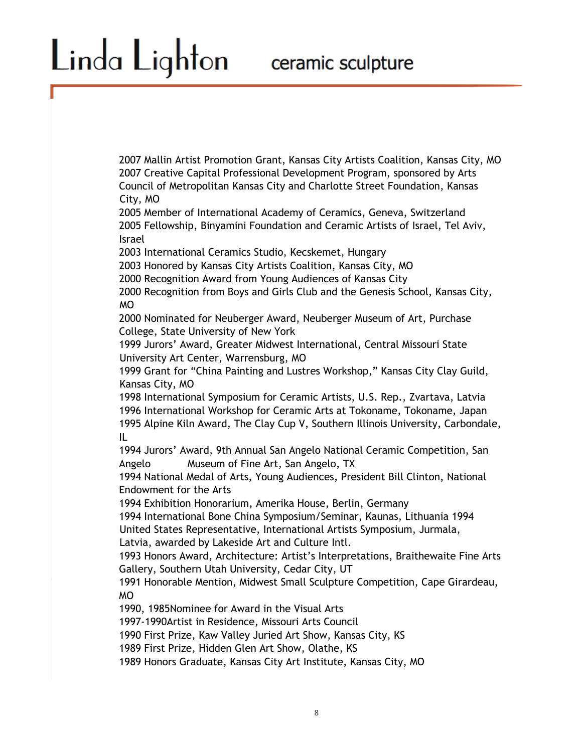2007 Mallin Artist Promotion Grant, Kansas City Artists Coalition, Kansas City, MO
2007 Creative Capital Professional Development Program, sponsored by Arts Council of Metropolitan Kansas City and Charlotte Street Foundation, Kansas City, MO
2005 Member of International Academy of Ceramics, Geneva, Switzerland
2005 Fellowship, Binyamini Foundation and Ceramic Artists of Israel, Tel Aviv, Israel
2003 International Ceramics Studio, Kecskemet, Hungary
2003 Honored by Kansas City Artists Coalition, Kansas City, MO
2000 Recognition Award from Young Audiences of Kansas City
2000 Recognition from Boys and Girls Club and the Genesis School, Kansas City, MO
2000 Nominated for Neuberger Award, Neuberger Museum of Art, Purchase College, State University of New York
1999 Jurors' Award, Greater Midwest International, Central Missouri State University Art Center, Warrensburg, MO
1999 Grant for "China Painting and Lustres Workshop," Kansas City Clay Guild, Kansas City, MO
1998 International Symposium for Ceramic Artists, U.S. Rep., Zvartava, Latvia
1996 International Workshop for Ceramic Arts at Tokoname, Tokoname, Japan
1995 Alpine Kiln Award, The Clay Cup V, Southern Illinois University, Carbondale, IL
1994 Jurors' Award, 9th Annual San Angelo National Ceramic Competition, San Angelo Museum of Fine Art, San Angelo, TX
1994 National Medal of Arts, Young Audiences, President Bill Clinton, National Endowment for the Arts
1994 Exhibition Honorarium, Amerika House, Berlin, Germany
1994 International Bone China Symposium/Seminar, Kaunas, Lithuania 1994 United States Representative, International Artists Symposium, Jurmala, Latvia, awarded by Lakeside Art and Culture Intl.
1993 Honors Award, Architecture: Artist's Interpretations, Braithewaite Fine Arts Gallery, Southern Utah University, Cedar City, UT
1991 Honorable Mention, Midwest Small Sculpture Competition, Cape Girardeau, MO
1990, 1985Nominee for Award in the Visual Arts
1997-1990Artist in Residence, Missouri Arts Council
1990 First Prize, Kaw Valley Juried Art Show, Kansas City, KS
1989 First Prize, Hidden Glen Art Show, Olathe, KS
1989 Honors Graduate, Kansas City Art Institute, Kansas City, MO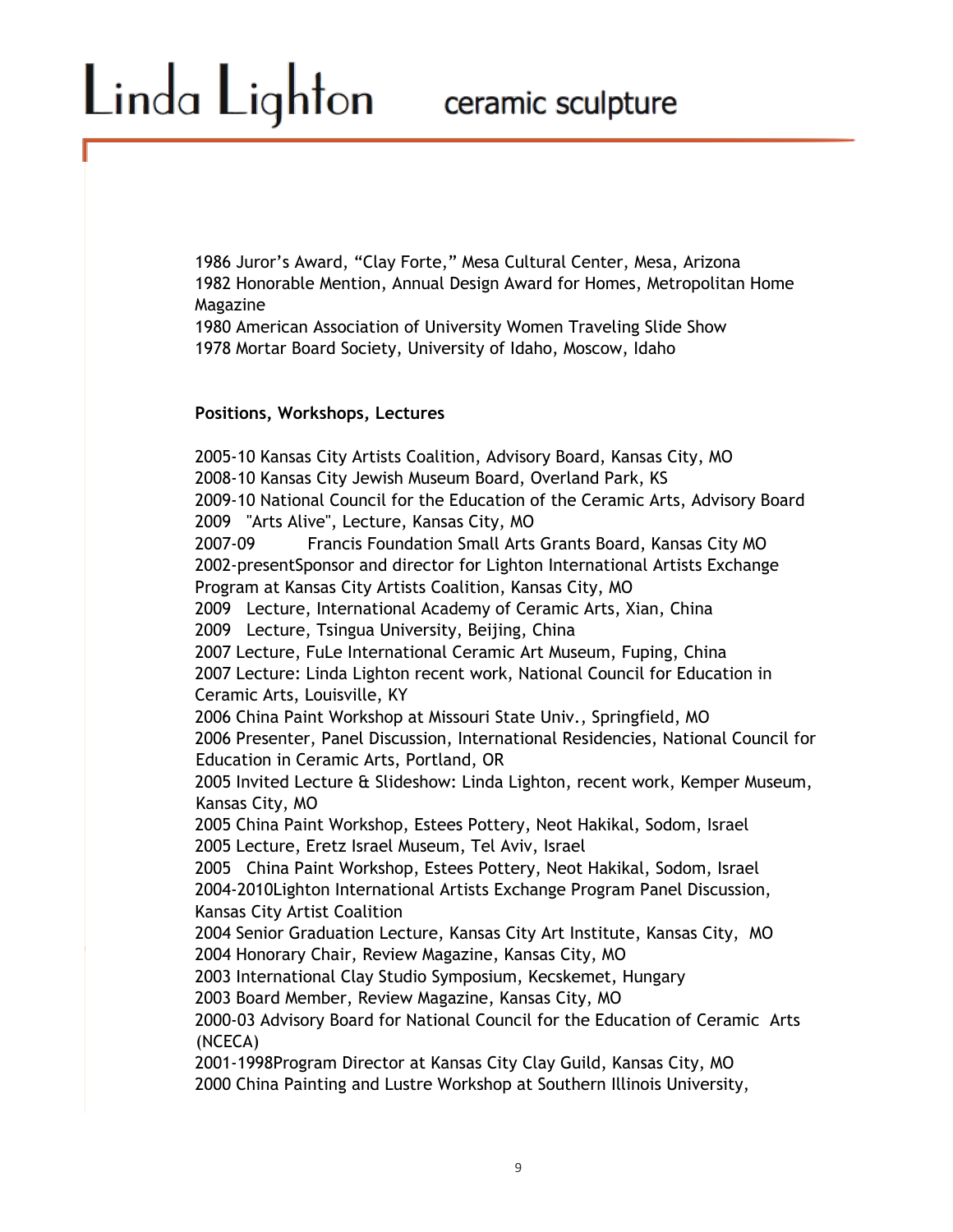1986 Juror's Award, "Clay Forte," Mesa Cultural Center, Mesa, Arizona
1982 Honorable Mention, Annual Design Award for Homes, Metropolitan Home Magazine
1980 American Association of University Women Traveling Slide Show
1978 Mortar Board Society, University of Idaho, Moscow, Idaho

**Positions, Workshops, Lectures**

2005-10 Kansas City Artists Coalition, Advisory Board, Kansas City, MO
2008-10 Kansas City Jewish Museum Board, Overland Park, KS
2009-10 National Council for the Education of the Ceramic Arts, Advisory Board
2009 "Arts Alive", Lecture, Kansas City, MO
2007-09 Francis Foundation Small Arts Grants Board, Kansas City MO
2002-presentSponsor and director for Lighton International Artists Exchange Program at Kansas City Artists Coalition, Kansas City, MO
2009 Lecture, International Academy of Ceramic Arts, Xian, China
2009 Lecture, Tsingua University, Beijing, China
2007 Lecture, FuLe International Ceramic Art Museum, Fuping, China
2007 Lecture: Linda Lighton recent work, National Council for Education in Ceramic Arts, Louisville, KY
2006 China Paint Workshop at Missouri State Univ., Springfield, MO
2006 Presenter, Panel Discussion, International Residencies, National Council for Education in Ceramic Arts, Portland, OR
2005 Invited Lecture & Slideshow: Linda Lighton, recent work, Kemper Museum, Kansas City, MO
2005 China Paint Workshop, Estees Pottery, Neot Hakikal, Sodom, Israel
2005 Lecture, Eretz Israel Museum, Tel Aviv, Israel
2005 China Paint Workshop, Estees Pottery, Neot Hakikal, Sodom, Israel
2004-2010Lighton International Artists Exchange Program Panel Discussion, Kansas City Artist Coalition
2004 Senior Graduation Lecture, Kansas City Art Institute, Kansas City, MO
2004 Honorary Chair, Review Magazine, Kansas City, MO
2003 International Clay Studio Symposium, Kecskemet, Hungary
2003 Board Member, Review Magazine, Kansas City, MO
2000-03 Advisory Board for National Council for the Education of Ceramic Arts (NCECA)
2001-1998Program Director at Kansas City Clay Guild, Kansas City, MO
2000 China Painting and Lustre Workshop at Southern Illinois University,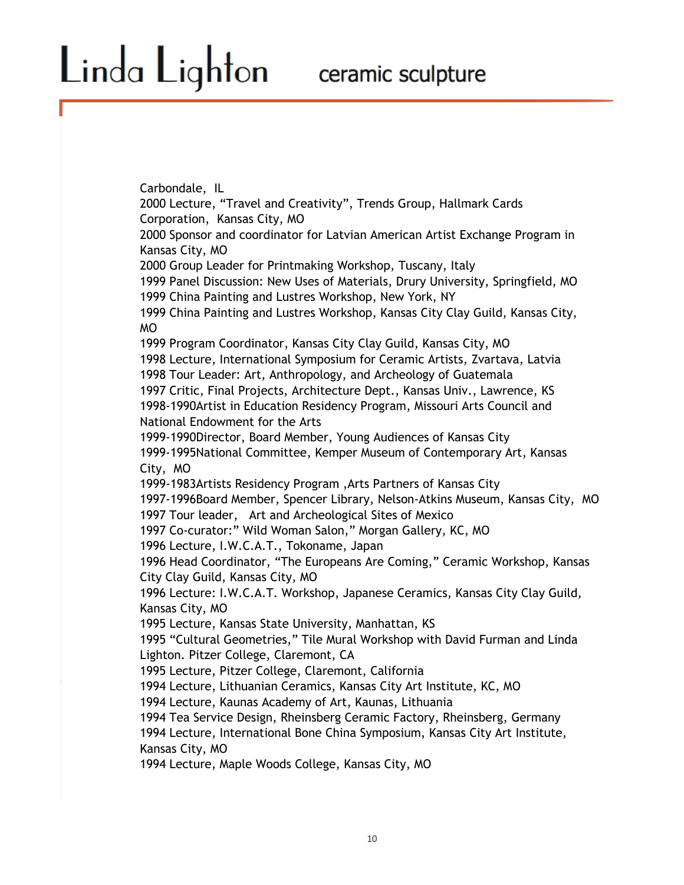Carbondale, IL
2000 Lecture, “Travel and Creativity”, Trends Group, Hallmark Cards Corporation, Kansas City, MO
2000 Sponsor and coordinator for Latvian American Artist Exchange Program in Kansas City, MO
2000 Group Leader for Printmaking Workshop, Tuscany, Italy
1999 Panel Discussion: New Uses of Materials, Drury University, Springfield, MO
1999 China Painting and Lustres Workshop, New York, NY
1999 China Painting and Lustres Workshop, Kansas City Clay Guild, Kansas City, MO
1999 Program Coordinator, Kansas City Clay Guild, Kansas City, MO
1998 Lecture, International Symposium for Ceramic Artists, Zvartava, Latvia
1998 Tour Leader: Art, Anthropology, and Archeology of Guatemala
1997 Critic, Final Projects, Architecture Dept., Kansas Univ., Lawrence, KS
1998-1990Artist in Education Residency Program, Missouri Arts Council and National Endowment for the Arts
1999-1990Director, Board Member, Young Audiences of Kansas City
1999-1995National Committee, Kemper Museum of Contemporary Art, Kansas City, MO
1999-1983Artists Residency Program ,Arts Partners of Kansas City
1997-1996Board Member, Spencer Library, Nelson-Atkins Museum, Kansas City, MO
1997 Tour leader, Art and Archeological Sites of Mexico
1997 Co-curator:” Wild Woman Salon,” Morgan Gallery, KC, MO
1996 Lecture, I.W.C.A.T., Tokoname, Japan
1996 Head Coordinator, “The Europeans Are Coming,” Ceramic Workshop, Kansas City Clay Guild, Kansas City, MO
1996 Lecture: I.W.C.A.T. Workshop, Japanese Ceramics, Kansas City Clay Guild, Kansas City, MO
1995 Lecture, Kansas State University, Manhattan, KS
1995 “Cultural Geometries,” Tile Mural Workshop with David Furman and Linda Lighton. Pitzer College, Claremont, CA
1995 Lecture, Pitzer College, Claremont, California
1994 Lecture, Lithuanian Ceramics, Kansas City Art Institute, KC, MO
1994 Lecture, Kaunas Academy of Art, Kaunas, Lithuania
1994 Tea Service Design, Rheinsberg Ceramic Factory, Rheinsberg, Germany
1994 Lecture, International Bone China Symposium, Kansas City Art Institute, Kansas City, MO
1994 Lecture, Maple Woods College, Kansas City, MO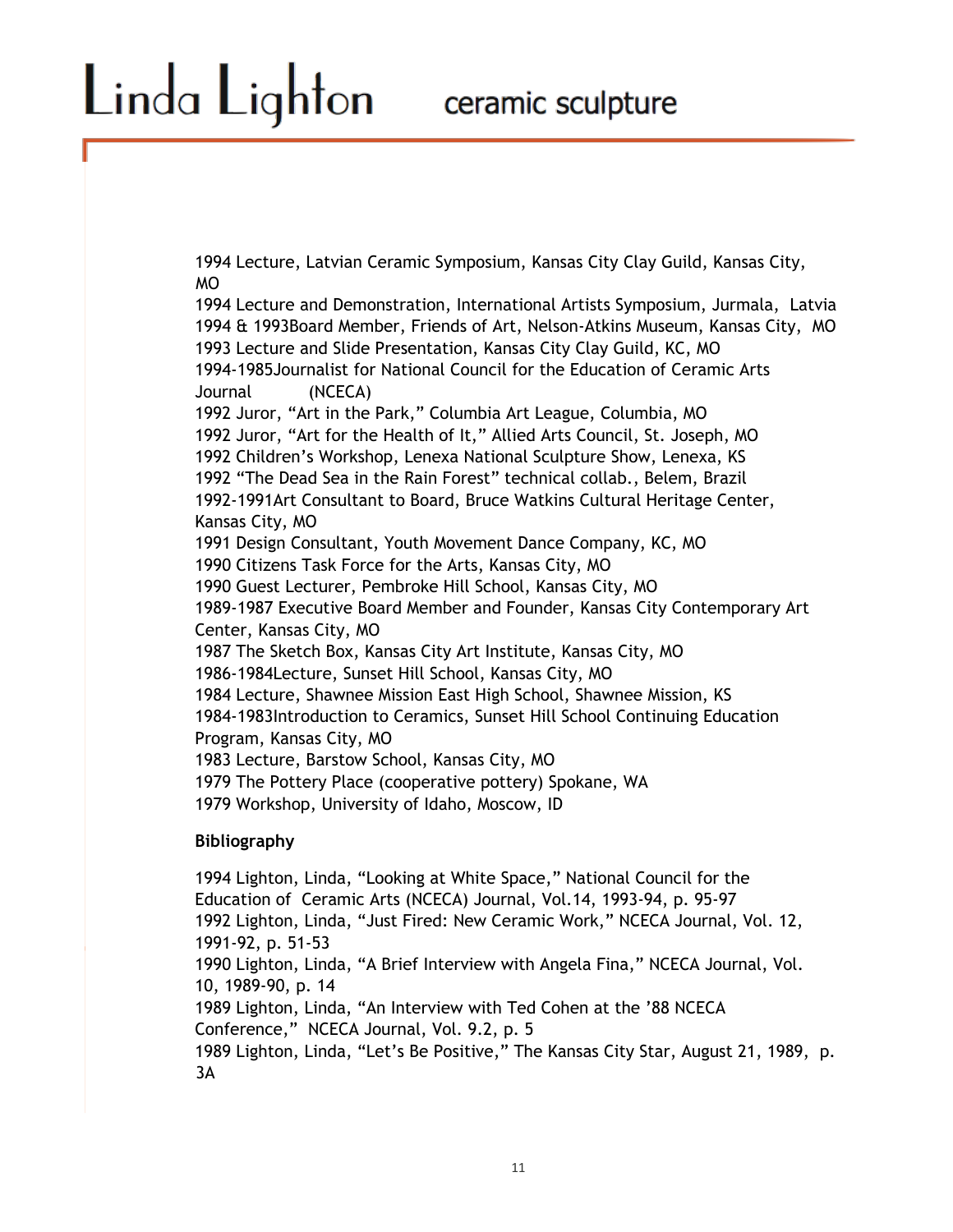1994 Lecture, Latvian Ceramic Symposium, Kansas City Clay Guild, Kansas City, MO
1994 Lecture and Demonstration, International Artists Symposium, Jurmala, Latvia
1994 & 1993Board Member, Friends of Art, Nelson-Atkins Museum, Kansas City, MO
1993 Lecture and Slide Presentation, Kansas City Clay Guild, KC, MO
1994-1985Journalist for National Council for the Education of Ceramic Arts Journal (NCECA)
1992 Juror, "Art in the Park," Columbia Art League, Columbia, MO
1992 Juror, "Art for the Health of It," Allied Arts Council, St. Joseph, MO
1992 Children's Workshop, Lenexa National Sculpture Show, Lenexa, KS
1992 "The Dead Sea in the Rain Forest" technical collab., Belem, Brazil
1992-1991Art Consultant to Board, Bruce Watkins Cultural Heritage Center, Kansas City, MO
1991 Design Consultant, Youth Movement Dance Company, KC, MO
1990 Citizens Task Force for the Arts, Kansas City, MO
1990 Guest Lecturer, Pembroke Hill School, Kansas City, MO
1989-1987 Executive Board Member and Founder, Kansas City Contemporary Art Center, Kansas City, MO
1987 The Sketch Box, Kansas City Art Institute, Kansas City, MO
1986-1984Lecture, Sunset Hill School, Kansas City, MO
1984 Lecture, Shawnee Mission East High School, Shawnee Mission, KS
1984-1983Introduction to Ceramics, Sunset Hill School Continuing Education Program, Kansas City, MO
1983 Lecture, Barstow School, Kansas City, MO
1979 The Pottery Place (cooperative pottery) Spokane, WA
1979 Workshop, University of Idaho, Moscow, ID

**Bibliography**

1994 Lighton, Linda, "Looking at White Space," National Council for the Education of Ceramic Arts (NCECA) Journal, Vol.14, 1993-94, p. 95-97
1992 Lighton, Linda, "Just Fired: New Ceramic Work," NCECA Journal, Vol. 12, 1991-92, p. 51-53
1990 Lighton, Linda, "A Brief Interview with Angela Fina," NCECA Journal, Vol. 10, 1989-90, p. 14
1989 Lighton, Linda, "An Interview with Ted Cohen at the '88 NCECA Conference," NCECA Journal, Vol. 9.2, p. 5
1989 Lighton, Linda, "Let's Be Positive," The Kansas City Star, August 21, 1989, p. 3A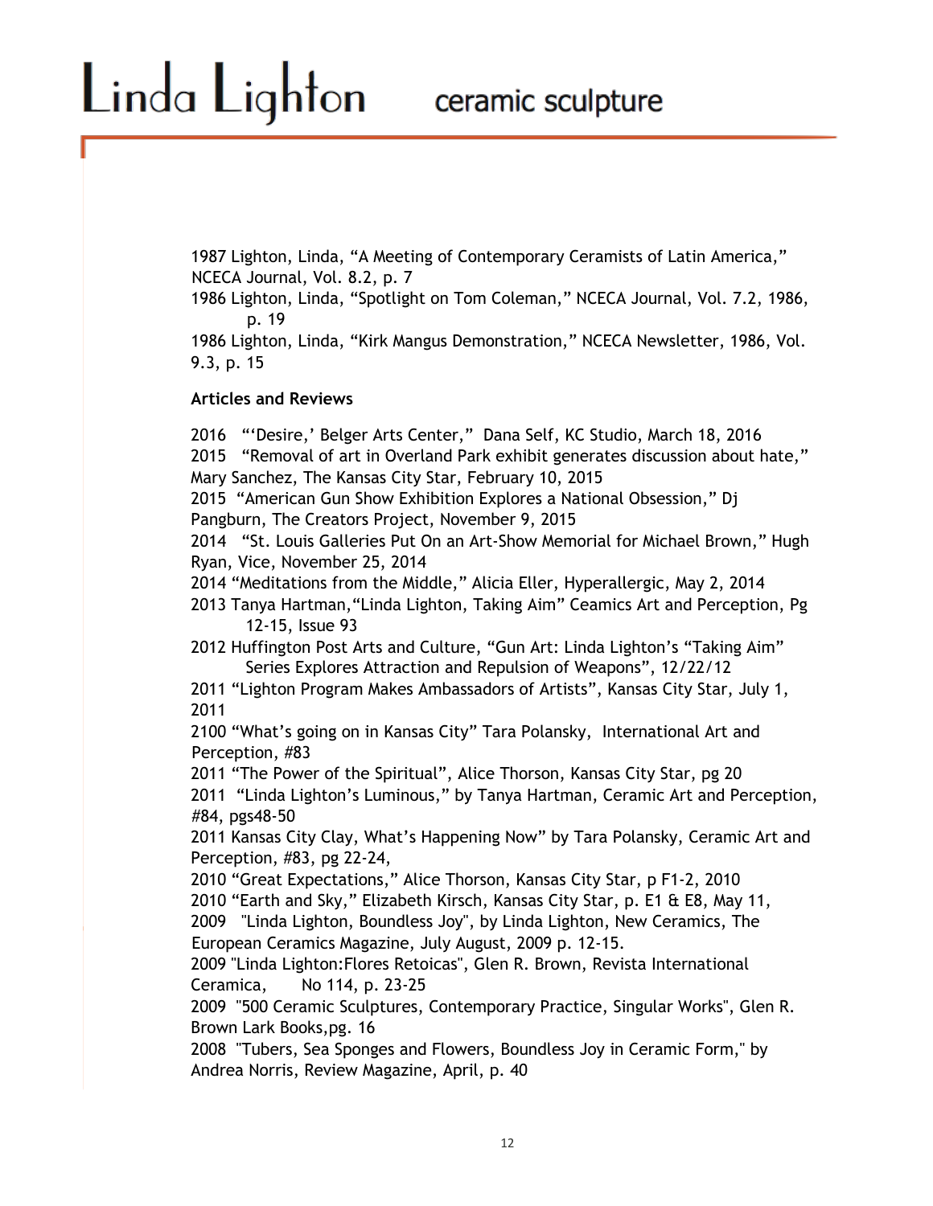1987 Lighton, Linda, “A Meeting of Contemporary Ceramists of Latin America,” NCECA Journal, Vol. 8.2, p. 7

1986 Lighton, Linda, “Spotlight on Tom Coleman,” NCECA Journal, Vol. 7.2, 1986, p. 19

1986 Lighton, Linda, “Kirk Mangus Demonstration,” NCECA Newsletter, 1986, Vol. 9.3, p. 15

**Articles and Reviews**

2016 “‘Desire,’ Belger Arts Center,” Dana Self, KC Studio, March 18, 2016

2015 “Removal of art in Overland Park exhibit generates discussion about hate,” Mary Sanchez, The Kansas City Star, February 10, 2015

2015 “American Gun Show Exhibition Explores a National Obsession,” Dj Pangburn, The Creators Project, November 9, 2015

2014 “St. Louis Galleries Put On an Art-Show Memorial for Michael Brown,” Hugh Ryan, Vice, November 25, 2014

2014 “Meditations from the Middle,” Alicia Eller, Hyperallergic, May 2, 2014

2013 Tanya Hartman,“Linda Lighton, Taking Aim” Ceamics Art and Perception, Pg 12-15, Issue 93

2012 Huffington Post Arts and Culture, “Gun Art: Linda Lighton’s “Taking Aim” Series Explores Attraction and Repulsion of Weapons”, 12/22/12

2011 “Lighton Program Makes Ambassadors of Artists”, Kansas City Star, July 1, 2011

2100 “What’s going on in Kansas City” Tara Polansky, International Art and Perception, #83

2011 “The Power of the Spiritual”, Alice Thorson, Kansas City Star, pg 20

2011 “Linda Lighton’s Luminous,” by Tanya Hartman, Ceramic Art and Perception, #84, pgs48-50

2011 Kansas City Clay, What’s Happening Now” by Tara Polansky, Ceramic Art and Perception, #83, pg 22-24,

2010 “Great Expectations,” Alice Thorson, Kansas City Star, p F1-2, 2010

2010 “Earth and Sky,” Elizabeth Kirsch, Kansas City Star, p. E1 & E8, May 11,

2009 "Linda Lighton, Boundless Joy", by Linda Lighton, New Ceramics, The European Ceramics Magazine, July August, 2009 p. 12-15.

2009 "Linda Lighton:Flores Retoicas", Glen R. Brown, Revista International Ceramica, No 114, p. 23-25

2009 "500 Ceramic Sculptures, Contemporary Practice, Singular Works", Glen R. Brown Lark Books,pg. 16

2008 "Tubers, Sea Sponges and Flowers, Boundless Joy in Ceramic Form," by Andrea Norris, Review Magazine, April, p. 40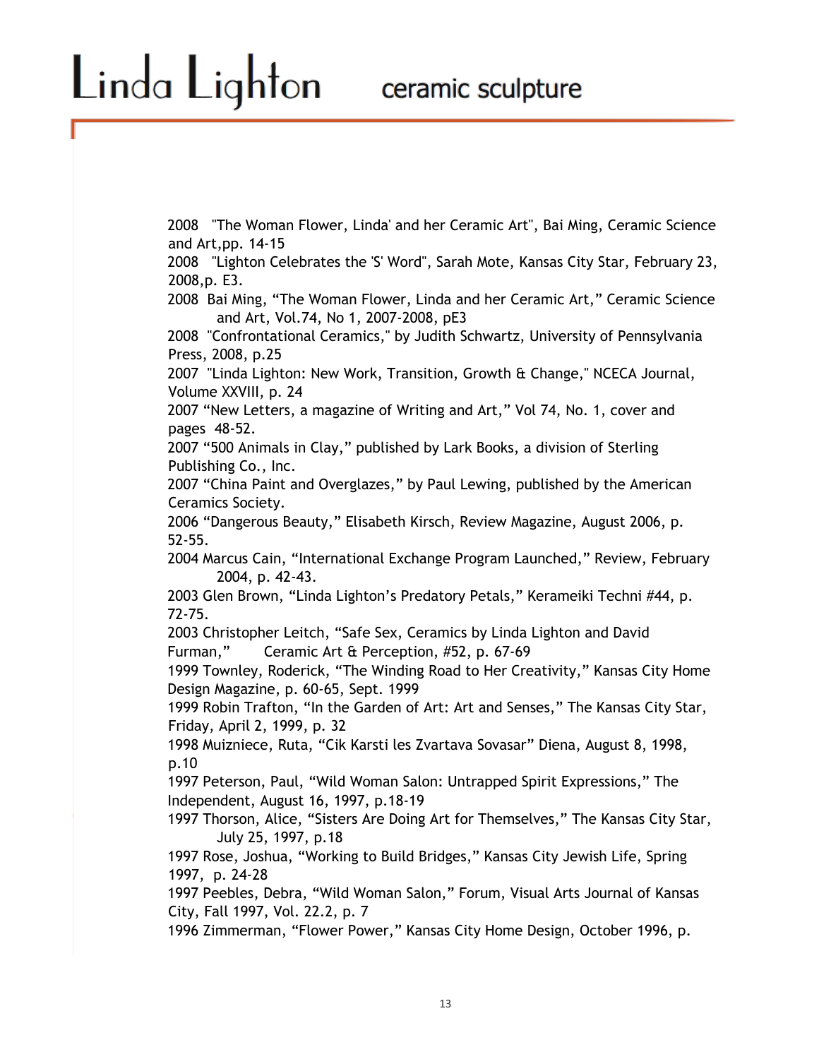2008 "The Woman Flower, Linda' and her Ceramic Art", Bai Ming, Ceramic Science and Art,pp. 14-15

2008 "Lighton Celebrates the 'S' Word", Sarah Mote, Kansas City Star, February 23, 2008,p. E3.

2008 Bai Ming, "The Woman Flower, Linda and her Ceramic Art," Ceramic Science and Art, Vol.74, No 1, 2007-2008, pE3

2008 "Confrontational Ceramics," by Judith Schwartz, University of Pennsylvania Press, 2008, p.25

2007 "Linda Lighton: New Work, Transition, Growth & Change," NCECA Journal, Volume XXVIII, p. 24

2007 "New Letters, a magazine of Writing and Art," Vol 74, No. 1, cover and pages 48-52.

2007 "500 Animals in Clay," published by Lark Books, a division of Sterling Publishing Co., Inc.

2007 "China Paint and Overglazes," by Paul Lewing, published by the American Ceramics Society.

2006 "Dangerous Beauty," Elisabeth Kirsch, Review Magazine, August 2006, p. 52-55.

2004 Marcus Cain, "International Exchange Program Launched," Review, February 2004, p. 42-43.

2003 Glen Brown, "Linda Lighton's Predatory Petals," Kerameiki Techni #44, p. 72-75.

2003 Christopher Leitch, "Safe Sex, Ceramics by Linda Lighton and David Furman," Ceramic Art & Perception, #52, p. 67-69

1999 Townley, Roderick, "The Winding Road to Her Creativity," Kansas City Home Design Magazine, p. 60-65, Sept. 1999

1999 Robin Trafton, "In the Garden of Art: Art and Senses," The Kansas City Star, Friday, April 2, 1999, p. 32

1998 Muizniece, Ruta, "Cik Karsti les Zvartava Sovasar" Diena, August 8, 1998, p.10

1997 Peterson, Paul, "Wild Woman Salon: Untrapped Spirit Expressions," The Independent, August 16, 1997, p.18-19

1997 Thorson, Alice, "Sisters Are Doing Art for Themselves," The Kansas City Star, July 25, 1997, p.18

1997 Rose, Joshua, "Working to Build Bridges," Kansas City Jewish Life, Spring 1997, p. 24-28

1997 Peebles, Debra, "Wild Woman Salon," Forum, Visual Arts Journal of Kansas City, Fall 1997, Vol. 22.2, p. 7

1996 Zimmerman, "Flower Power," Kansas City Home Design, October 1996, p.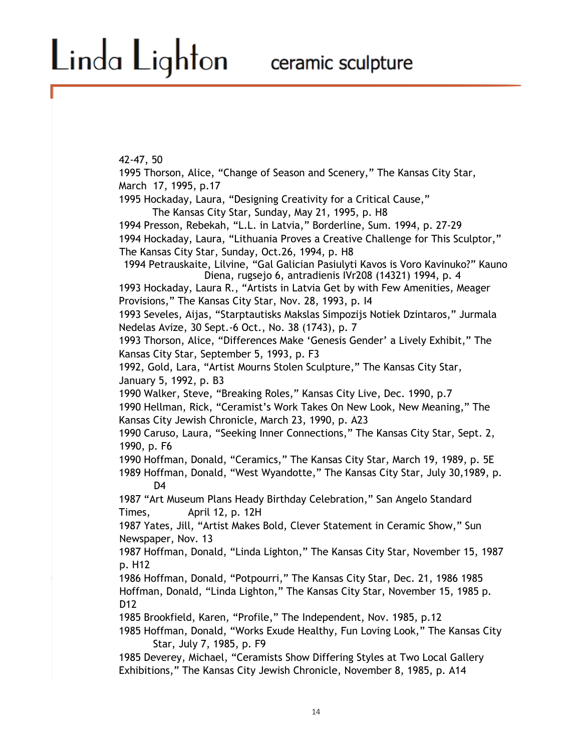42-47, 50

1995 Thorson, Alice, “Change of Season and Scenery,” The Kansas City Star, March 17, 1995, p.17

1995 Hockaday, Laura, “Designing Creativity for a Critical Cause,” The Kansas City Star, Sunday, May 21, 1995, p. H8

1994 Presson, Rebekah, “L.L. in Latvia,” Borderline, Sum. 1994, p. 27-29

1994 Hockaday, Laura, “Lithuania Proves a Creative Challenge for This Sculptor,” The Kansas City Star, Sunday, Oct.26, 1994, p. H8

1994 Petrauskaite, Lilvine, “Gal Galician Pasiulyti Kavos is Voro Kavinuko?” Kauno Diena, rugsejo 6, antradienis IVr208 (14321) 1994, p. 4

1993 Hockaday, Laura R., “Artists in Latvia Get by with Few Amenities, Meager Provisions,” The Kansas City Star, Nov. 28, 1993, p. I4

1993 Seveles, Aijas, “Starptautisks Makslas Simpozijs Notiek Dzintaros,” Jurmala Nedelas Avize, 30 Sept.-6 Oct., No. 38 (1743), p. 7

1993 Thorson, Alice, “Differences Make ‘Genesis Gender’ a Lively Exhibit,” The Kansas City Star, September 5, 1993, p. F3

1992, Gold, Lara, “Artist Mourns Stolen Sculpture,” The Kansas City Star, January 5, 1992, p. B3

1990 Walker, Steve, “Breaking Roles,” Kansas City Live, Dec. 1990, p.7

1990 Hellman, Rick, “Ceramist’s Work Takes On New Look, New Meaning,” The Kansas City Jewish Chronicle, March 23, 1990, p. A23

1990 Caruso, Laura, “Seeking Inner Connections,” The Kansas City Star, Sept. 2, 1990, p. F6

1990 Hoffman, Donald, “Ceramics,” The Kansas City Star, March 19, 1989, p. 5E

1989 Hoffman, Donald, “West Wyandotte,” The Kansas City Star, July 30,1989, p. D4

1987 “Art Museum Plans Heady Birthday Celebration,” San Angelo Standard Times, April 12, p. 12H

1987 Yates, Jill, “Artist Makes Bold, Clever Statement in Ceramic Show,” Sun Newspaper, Nov. 13

1987 Hoffman, Donald, “Linda Lighton,” The Kansas City Star, November 15, 1987 p. H12

1986 Hoffman, Donald, “Potpourri,” The Kansas City Star, Dec. 21, 1986 1985 Hoffman, Donald, “Linda Lighton,” The Kansas City Star, November 15, 1985 p. D12

1985 Brookfield, Karen, “Profile,” The Independent, Nov. 1985, p.12

1985 Hoffman, Donald, “Works Exude Healthy, Fun Loving Look,” The Kansas City Star, July 7, 1985, p. F9

1985 Deverey, Michael, “Ceramists Show Differing Styles at Two Local Gallery Exhibitions,” The Kansas City Jewish Chronicle, November 8, 1985, p. A14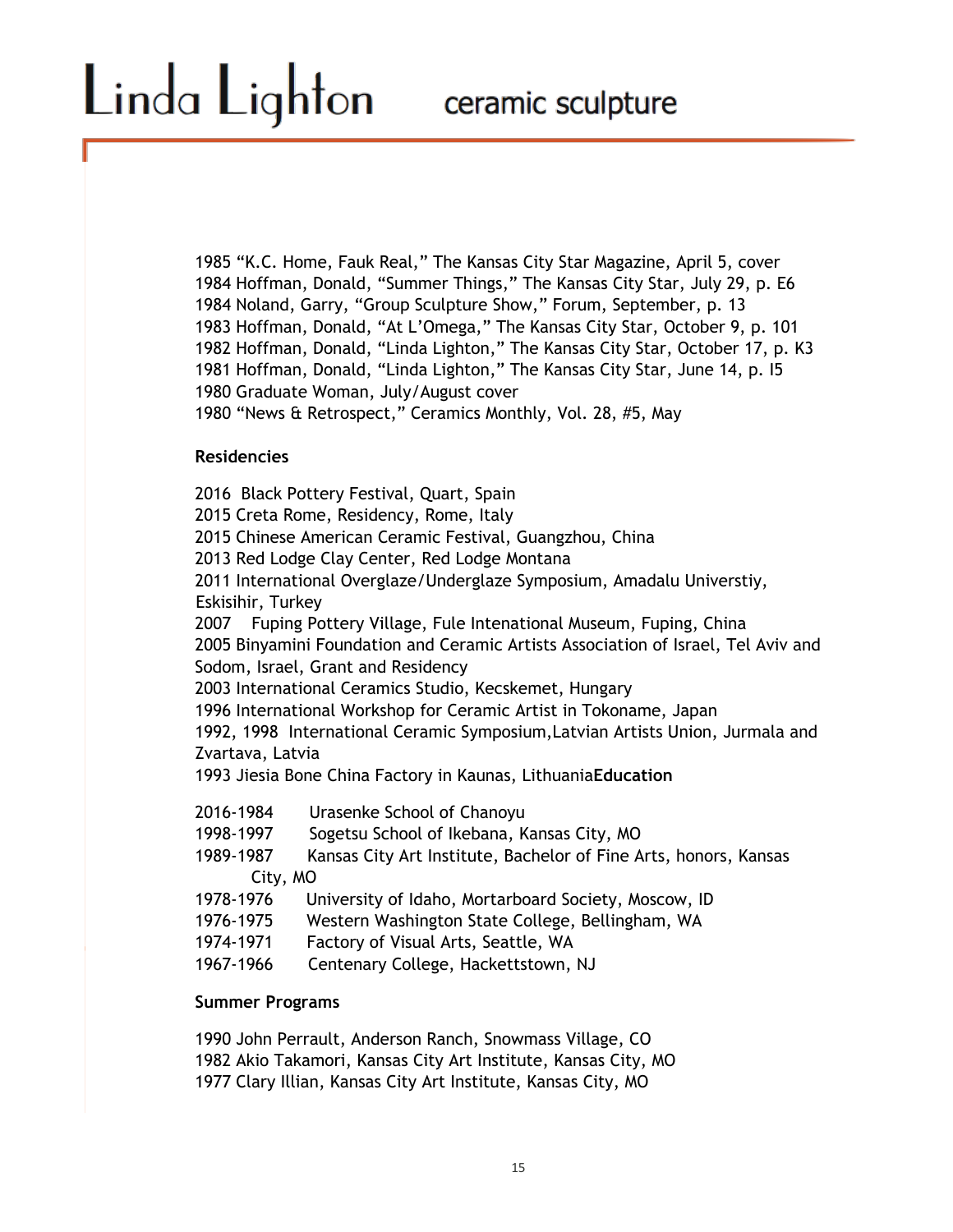1985 “K.C. Home, Fauk Real,” The Kansas City Star Magazine, April 5, cover
1984 Hoffman, Donald, “Summer Things,” The Kansas City Star, July 29, p. E6
1984 Noland, Garry, “Group Sculpture Show,” Forum, September, p. 13
1983 Hoffman, Donald, “At L’Omega,” The Kansas City Star, October 9, p. 101
1982 Hoffman, Donald, “Linda Lighton,” The Kansas City Star, October 17, p. K3
1981 Hoffman, Donald, “Linda Lighton,” The Kansas City Star, June 14, p. I5
1980 Graduate Woman, July/August cover
1980 “News & Retrospect,” Ceramics Monthly, Vol. 28, #5, May

**Residencies**

2016 Black Pottery Festival, Quart, Spain
2015 Creta Rome, Residency, Rome, Italy
2015 Chinese American Ceramic Festival, Guangzhou, China
2013 Red Lodge Clay Center, Red Lodge Montana
2011 International Overglaze/Underglaze Symposium, Amadalu Universtiy, Eskisihir, Turkey
2007 Fuping Pottery Village, Fule Intenational Museum, Fuping, China
2005 Binyamini Foundation and Ceramic Artists Association of Israel, Tel Aviv and Sodom, Israel, Grant and Residency
2003 International Ceramics Studio, Kecskemet, Hungary
1996 International Workshop for Ceramic Artist in Tokoname, Japan
1992, 1998 International Ceramic Symposium,Latvian Artists Union, Jurmala and Zvartava, Latvia
1993 Jiesia Bone China Factory in Kaunas, Lithuania

**Education**

2016-1984 Urasenke School of Chanoyu
1998-1997 Sogetsu School of Ikebana, Kansas City, MO
1989-1987 Kansas City Art Institute, Bachelor of Fine Arts, honors, Kansas City, MO
1978-1976 University of Idaho, Mortarboard Society, Moscow, ID
1976-1975 Western Washington State College, Bellingham, WA
1974-1971 Factory of Visual Arts, Seattle, WA
1967-1966 Centenary College, Hackettstown, NJ

**Summer Programs**

1990 John Perrault, Anderson Ranch, Snowmass Village, CO
1982 Akio Takamori, Kansas City Art Institute, Kansas City, MO
1977 Clary Illian, Kansas City Art Institute, Kansas City, MO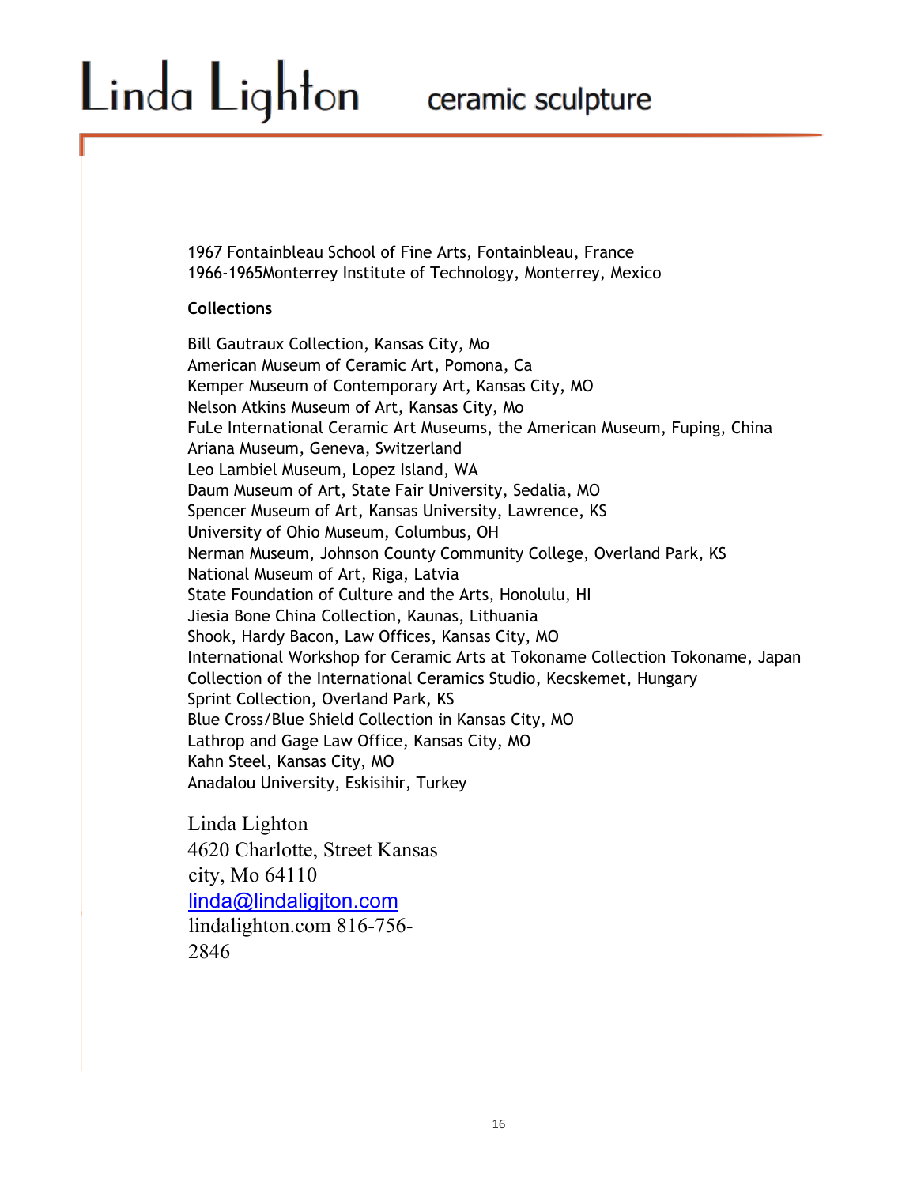1967 Fontainbleau School of Fine Arts, Fontainbleau, France
1966-1965Monterrey Institute of Technology, Monterrey, Mexico

**Collections**

Bill Gautraux Collection, Kansas City, Mo
American Museum of Ceramic Art, Pomona, Ca
Kemper Museum of Contemporary Art, Kansas City, MO
Nelson Atkins Museum of Art, Kansas City, Mo
FuLe International Ceramic Art Museums, the American Museum, Fuping, China
Ariana Museum, Geneva, Switzerland
Leo Lambiel Museum, Lopez Island, WA
Daum Museum of Art, State Fair University, Sedalia, MO
Spencer Museum of Art, Kansas University, Lawrence, KS
University of Ohio Museum, Columbus, OH
Nerman Museum, Johnson County Community College, Overland Park, KS
National Museum of Art, Riga, Latvia
State Foundation of Culture and the Arts, Honolulu, HI
Jiesia Bone China Collection, Kaunas, Lithuania
Shook, Hardy Bacon, Law Offices, Kansas City, MO
International Workshop for Ceramic Arts at Tokoname Collection Tokoname, Japan
Collection of the International Ceramics Studio, Kecskemet, Hungary
Sprint Collection, Overland Park, KS
Blue Cross/Blue Shield Collection in Kansas City, MO
Lathrop and Gage Law Office, Kansas City, MO
Kahn Steel, Kansas City, MO
Anadalou University, Eskisihir, Turkey

Linda Lighton
4620 Charlotte, Street Kansas
city, Mo 64110
linda@lindaligjton.com
lindalighton.com 816-756-
2846